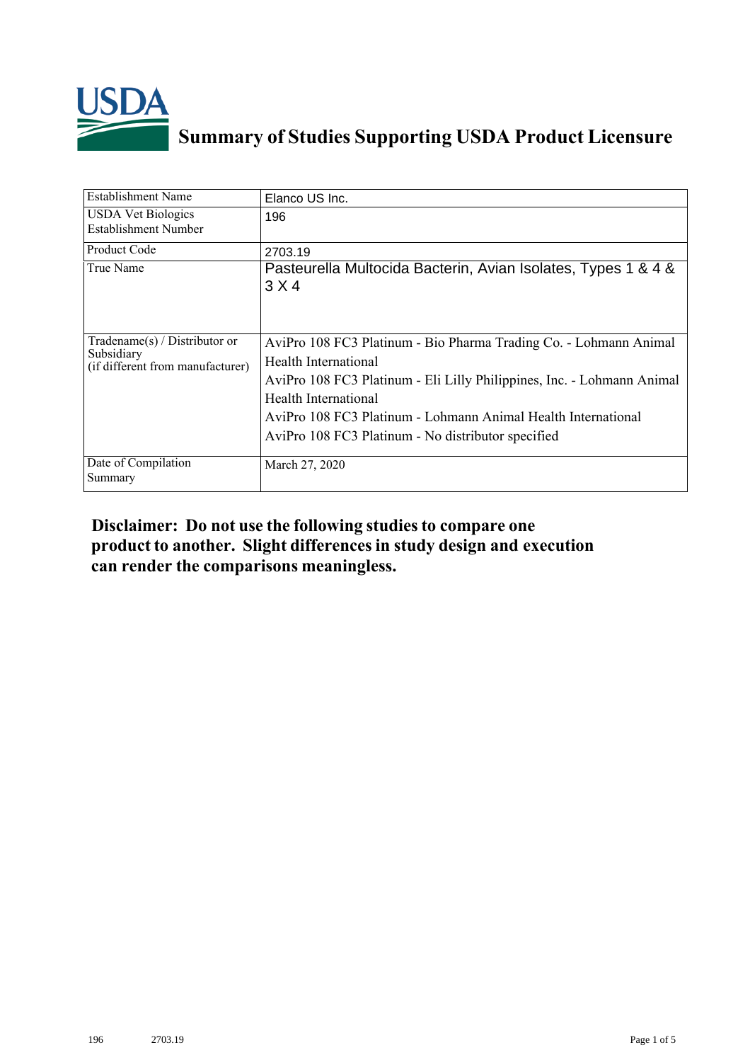# Summary of Studies Supporting USDA Product Licensure

| Establishment Name | Elanco US Inc. |
|---|---|
| USDA Vet Biologics Establishment Number | 196 |
| Product Code | 2703.19 |
| True Name | Pasteurella Multocida Bacterin, Avian Isolates, Types 1 & 4 & 3 X 4 |
| Tradename(s) / Distributor or Subsidiary (if different from manufacturer) | AviPro 108 FC3 Platinum - Bio Pharma Trading Co. - Lohmann Animal Health International<br>AviPro 108 FC3 Platinum - Eli Lilly Philippines, Inc. - Lohmann Animal Health International<br>AviPro 108 FC3 Platinum - Lohmann Animal Health International<br>AviPro 108 FC3 Platinum - No distributor specified |
| Date of Compilation Summary | March 27, 2020 |

**Disclaimer: Do not use the following studies to compare one product to another. Slight differences in study design and execution can render the comparisons meaningless.**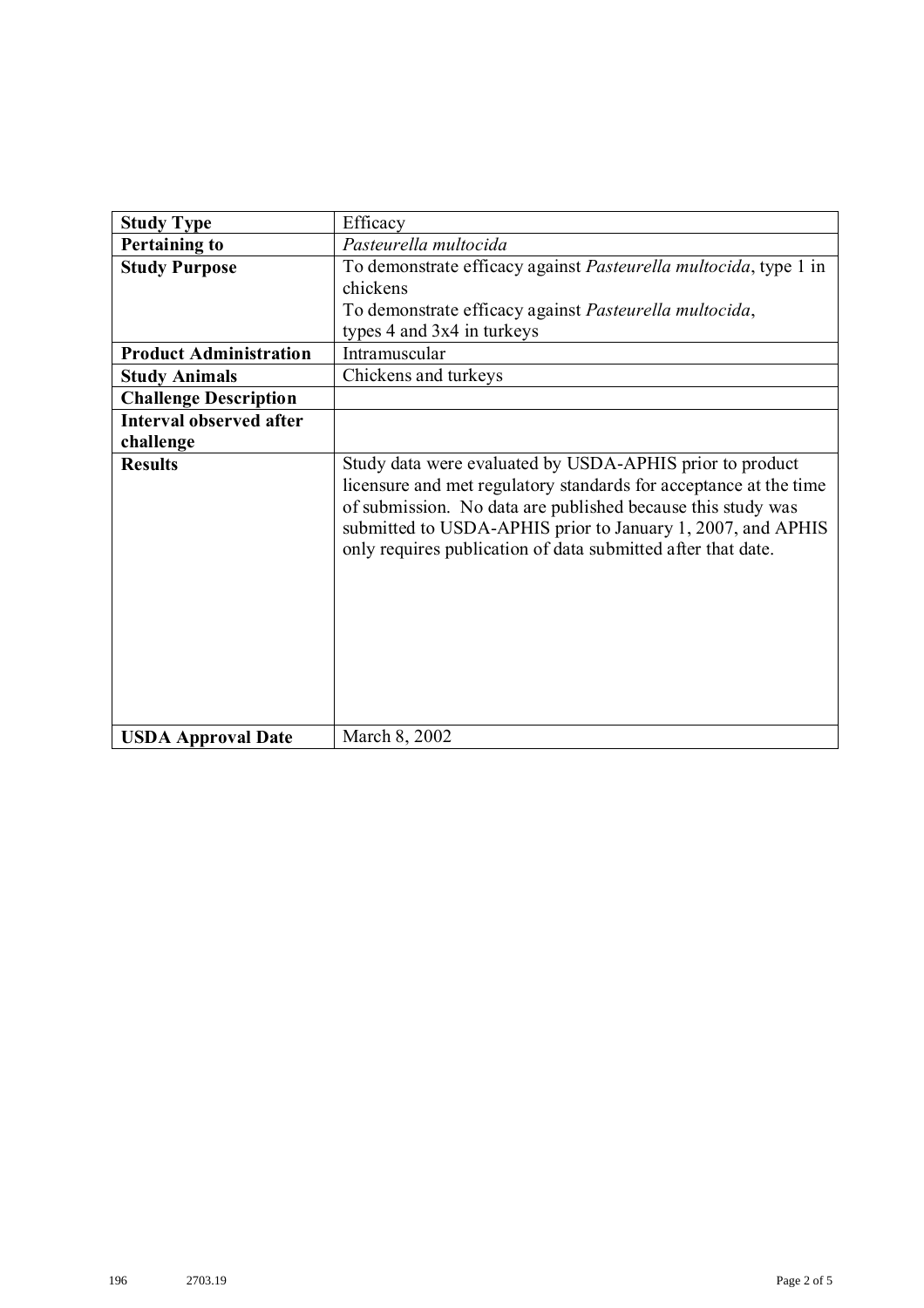| **Study Type** | Efficacy |
|---|---|
| **Pertaining to** | *Pasteurella multocida* |
| **Study Purpose** | To demonstrate efficacy against *Pasteurella multocida*, type 1 in chickens<br>To demonstrate efficacy against *Pasteurella multocida*, types 4 and 3x4 in turkeys |
| **Product Administration** | Intramuscular |
| **Study Animals** | Chickens and turkeys |
| **Challenge Description** | |
| **Interval observed after challenge** | |
| **Results** | Study data were evaluated by USDA-APHIS prior to product licensure and met regulatory standards for acceptance at the time of submission. No data are published because this study was submitted to USDA-APHIS prior to January 1, 2007, and APHIS only requires publication of data submitted after that date. |
| **USDA Approval Date** | March 8, 2002 |

196 2703.19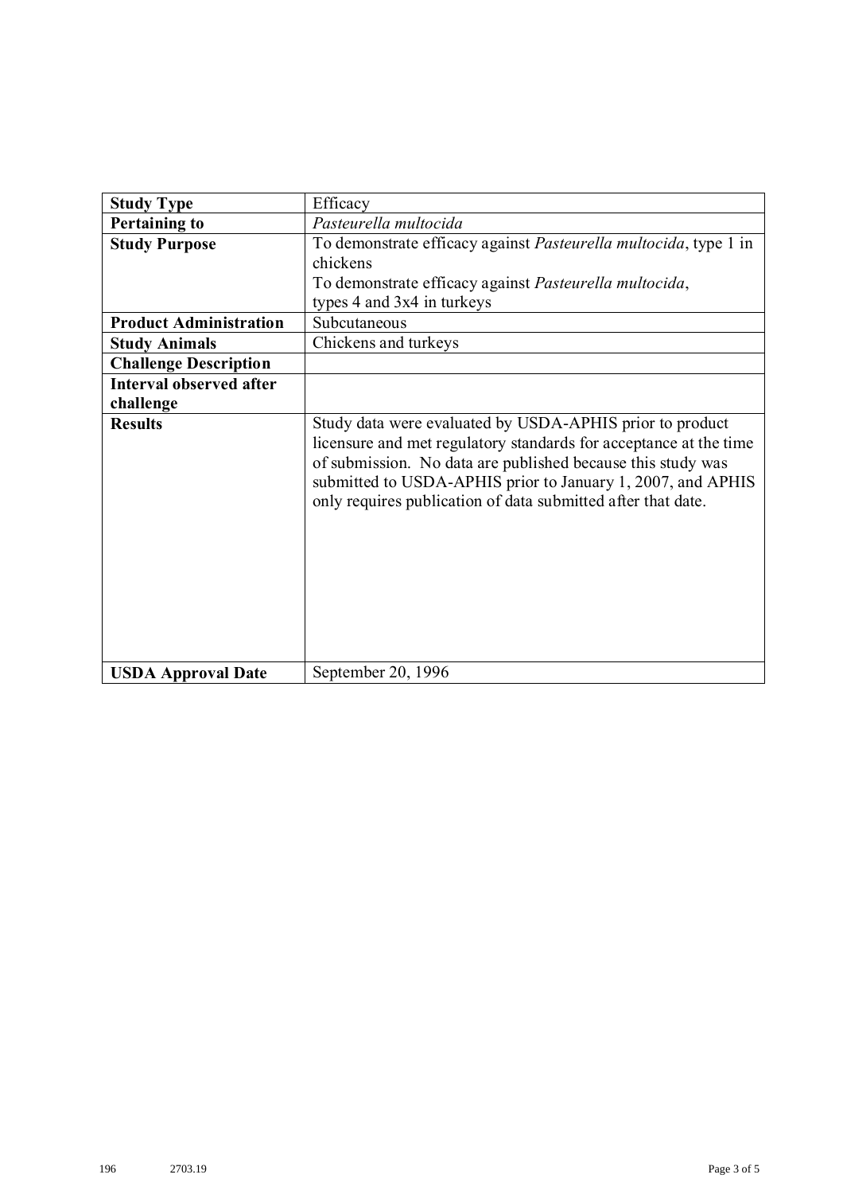| **Study Type** | Efficacy |
|---|---|
| **Pertaining to** | *Pasteurella multocida* |
| **Study Purpose** | To demonstrate efficacy against *Pasteurella multocida*, type 1 in chickens<br>To demonstrate efficacy against *Pasteurella multocida*, types 4 and 3x4 in turkeys |
| **Product Administration** | Subcutaneous |
| **Study Animals** | Chickens and turkeys |
| **Challenge Description** | |
| **Interval observed after challenge** | |
| **Results** | Study data were evaluated by USDA-APHIS prior to product licensure and met regulatory standards for acceptance at the time of submission. No data are published because this study was submitted to USDA-APHIS prior to January 1, 2007, and APHIS only requires publication of data submitted after that date. |
| **USDA Approval Date** | September 20, 1996 |

196 2703.19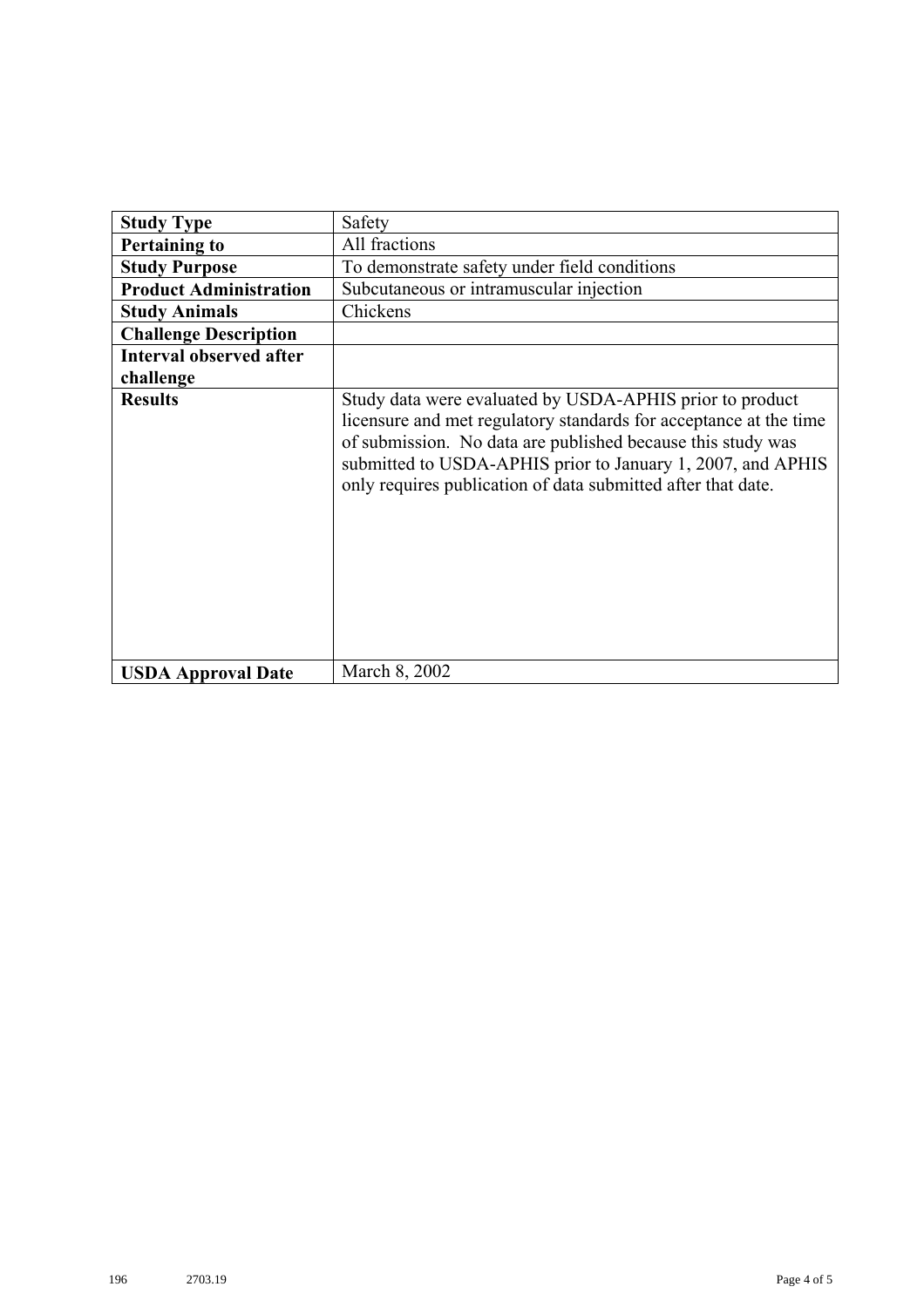| **Study Type** | Safety |
|---|---|
| **Pertaining to** | All fractions |
| **Study Purpose** | To demonstrate safety under field conditions |
| **Product Administration** | Subcutaneous or intramuscular injection |
| **Study Animals** | Chickens |
| **Challenge Description** | |
| **Interval observed after challenge** | |
| **Results** | Study data were evaluated by USDA-APHIS prior to product licensure and met regulatory standards for acceptance at the time of submission. No data are published because this study was submitted to USDA-APHIS prior to January 1, 2007, and APHIS only requires publication of data submitted after that date. |
| **USDA Approval Date** | March 8, 2002 |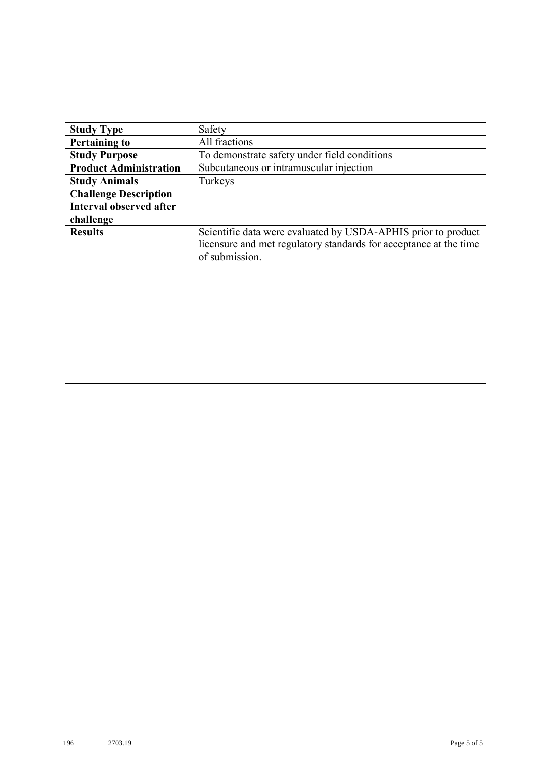| | |
|---|---|
| **Study Type** | Safety |
| **Pertaining to** | All fractions |
| **Study Purpose** | To demonstrate safety under field conditions |
| **Product Administration** | Subcutaneous or intramuscular injection |
| **Study Animals** | Turkeys |
| **Challenge Description** | |
| **Interval observed after challenge** | |
| **Results** | Scientific data were evaluated by USDA-APHIS prior to product licensure and met regulatory standards for acceptance at the time of submission. |